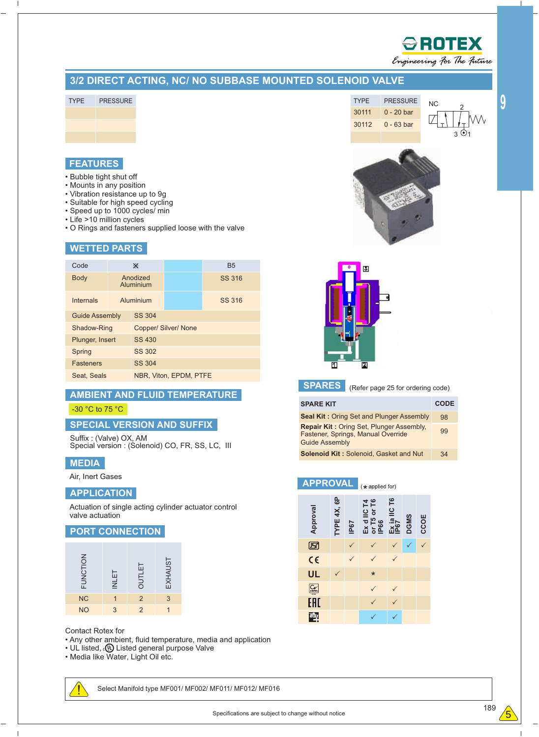# 3/2 DIRECT ACTING, NC/ NO SUBBASE MOUNTED SOLENOID VALVE

| TYPE | PRESSURE |
|---|---|
| | |
| | |
| | |

| TYPE | PRESSURE |
|---|---|
| 30111 | 0 - 20 bar |
| 30112 | 0 - 63 bar |
| | |

NC

## FEATURES

- Bubble tight shut off
- Mounts in any position
- Vibration resistance up to 9g
- Suitable for high speed cycling
- Speed up to 1000 cycles/ min
- Life >10 million cycles
- O Rings and fasteners supplied loose with the valve

## WETTED PARTS

| Code | ※ | | B5 |
|---|---|---|---|
| Body | Anodized Aluminium | | SS 316 |
| Internals | Aluminium | | SS 316 |
| Guide Assembly | SS 304 | | |
| Shadow-Ring | Copper/ Silver/ None | | |
| Plunger, Insert | SS 430 | | |
| Spring | SS 302 | | |
| Fasteners | SS 304 | | |
| Seat, Seals | NBR, Viton, EPDM, PTFE | | |

## AMBIENT AND FLUID TEMPERATURE

-30 °C to 75 °C

## SPECIAL VERSION AND SUFFIX

Suffix : (Valve) OX, AM
Special version : (Solenoid) CO, FR, SS, LC, III

## MEDIA

Air, Inert Gases

## APPLICATION

Actuation of single acting cylinder actuator control valve actuation

## PORT CONNECTION

| FUNCTION | INLET | OUTLET | EXHAUST |
|---|---|---|---|
| NC | 1 | 2 | 3 |
| NO | 3 | 2 | 1 |

## SPARES

(Refer page 25 for ordering code)

| SPARE KIT | CODE |
|---|---|
| **Seal Kit :** Oring Set and Plunger Assembly | 98 |
| **Repair Kit :** Oring Set, Plunger Assembly, Fastener, Springs, Manual Override Guide Assembly | 99 |
| **Solenoid Kit :** Solenoid, Gasket and Nut | 34 |

## APPROVAL

(* applied for)

| Approval | TYPE 4X, 6P | IP67 | Ex d IIC T4 or T5 or T6 IP66 | Ex ia IIC T6 IP67 | DGMS | CCOE |
|---|---|---|---|---|---|---|
| ISI | | ✓ | ✓ | ✓ | ✓ | ✓ |
| CE | | ✓ | ✓ | ✓ | | |
| UL | ✓ | | * | | | |
| CCC | | | ✓ | ✓ | | |
| EAC | | | ✓ | ✓ | | |
| IECEx | | | ✓ | ✓ | | |

Contact Rotex for
- Any other ambient, fluid temperature, media and application
- UL listed, cUL Listed general purpose Valve
- Media like Water, Light Oil etc.

Select Manifold type MF001/ MF002/ MF011/ MF012/ MF016

Specifications are subject to change without notice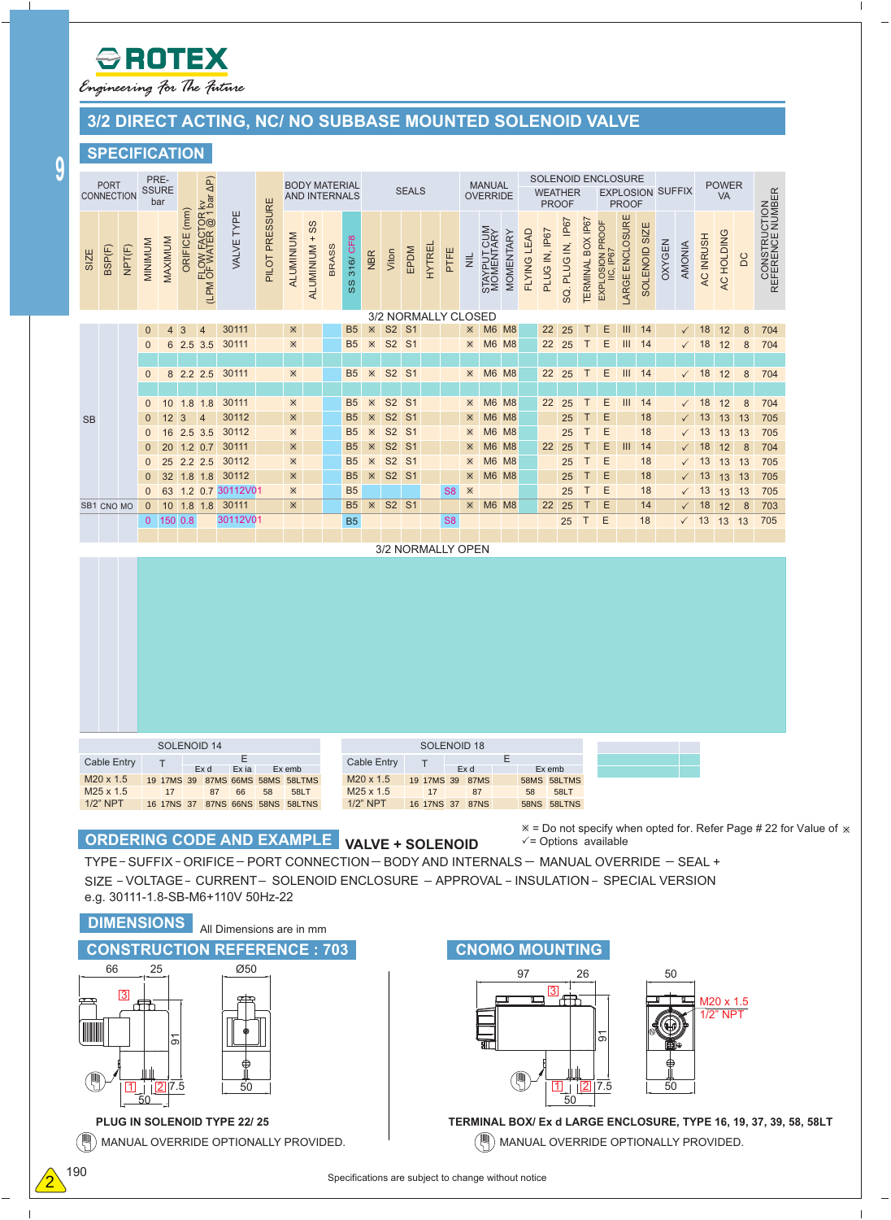# 3/2 DIRECT ACTING, NC/ NO SUBBASE MOUNTED SOLENOID VALVE

## SPECIFICATION

| PORT CONNECTION | | | PRESSURE bar | | | | | | BODY MATERIAL AND INTERNALS | | | | SEALS | | | | | MANUAL OVERRIDE | | | SOLENOID ENCLOSURE WEATHER PROOF | | | | EXPLOSION PROOF | | | SUFFIX | | POWER VA | | | |
|---|---|---|---|---|---|---|---|---|---|---|---|---|---|---|---|---|---|---|---|---|---|---|---|---|---|---|---|---|---|---|---|---|---|
| SIZE | BSP(F) | NPT(F) | MINIMUM | MAXIMUM | ORIFICE (mm) | FLOW FACTOR kv (LPM OF WATER @ 1 bar ΔP) | VALVE TYPE | PILOT PRESSURE | ALUMINIUM | ALUMINIUM + SS | BRASS | SS 316/ CF8 | NBR | Viton | EPDM | HYTREL | PTFE | NIL | STAYPUT CUM MOMENTARY | MOMENTARY | FLYING LEAD | PLUG IN, IP67 | SQ. PLUG IN, IP67 | TERMINAL BOX IP67 | EXPLOSION PROOF IIC, IP67 | LARGE ENCLOSURE | SOLENOID SIZE | OXYGEN | AMONIA | AC INRUSH | AC HOLDING | DC | CONSTRUCTION REFERENCE NUMBER |
| **3/2 NORMALLY CLOSED** | | | | | | | | | | | | | | | | | | | | | | | | | | | | | | | | | |
| SB | | | 0 | 4 | 3 | 4 | 30111 | | ⨯ | | | B5 | ⨯ | S2 | S1 | | | ⨯ | M6 | M8 | | 22 | 25 | T | E | III | 14 | | ✓ | 18 | 12 | 8 | 704 |
| SB | | | 0 | 6 | 2.5 | 3.5 | 30111 | | ⨯ | | | B5 | ⨯ | S2 | S1 | | | ⨯ | M6 | M8 | | 22 | 25 | T | E | III | 14 | | ✓ | 18 | 12 | 8 | 704 |
| SB | | | 0 | 8 | 2.2 | 2.5 | 30111 | | ⨯ | | | B5 | ⨯ | S2 | S1 | | | ⨯ | M6 | M8 | | 22 | 25 | T | E | III | 14 | | ✓ | 18 | 12 | 8 | 704 |
| SB | | | 0 | 10 | 1.8 | 1.8 | 30111 | | ⨯ | | | B5 | ⨯ | S2 | S1 | | | ⨯ | M6 | M8 | | 22 | 25 | T | E | III | 14 | | ✓ | 18 | 12 | 8 | 704 |
| SB | | | 0 | 12 | 3 | 4 | 30112 | | ⨯ | | | B5 | ⨯ | S2 | S1 | | | ⨯ | M6 | M8 | | | 25 | T | E | | 18 | | ✓ | 13 | 13 | 13 | 705 |
| SB | | | 0 | 16 | 2.5 | 3.5 | 30112 | | ⨯ | | | B5 | ⨯ | S2 | S1 | | | ⨯ | M6 | M8 | | | 25 | T | E | | 18 | | ✓ | 13 | 13 | 13 | 705 |
| SB | | | 0 | 20 | 1.2 | 0.7 | 30111 | | ⨯ | | | B5 | ⨯ | S2 | S1 | | | ⨯ | M6 | M8 | | 22 | 25 | T | E | III | 14 | | ✓ | 18 | 12 | 8 | 704 |
| SB | | | 0 | 25 | 2.2 | 2.5 | 30112 | | ⨯ | | | B5 | ⨯ | S2 | S1 | | | ⨯ | M6 | M8 | | | 25 | T | E | | 18 | | ✓ | 13 | 13 | 13 | 705 |
| SB | | | 0 | 32 | 1.8 | 1.8 | 30112 | | ⨯ | | | B5 | ⨯ | S2 | S1 | | | ⨯ | M6 | M8 | | | 25 | T | E | | 18 | | ✓ | 13 | 13 | 13 | 705 |
| SB | | | 0 | 63 | 1.2 | 0.7 | 30112V01 | | ⨯ | | | B5 | | | | | S8 | ⨯ | | | | | 25 | T | E | | 18 | | ✓ | 13 | 13 | 13 | 705 |
| SB1 CNO MO | | | 0 | 10 | 1.8 | 1.8 | 30111 | | ⨯ | | | B5 | ⨯ | S2 | S1 | | | ⨯ | M6 | M8 | | 22 | 25 | T | E | | 14 | | ✓ | 18 | 12 | 8 | 703 |
| | | | 0 | 150 | 0.8 | | 30112V01 | | | | | B5 | | | | | S8 | | | | | | 25 | T | E | | 18 | | ✓ | 13 | 13 | 13 | 705 |
| **3/2 NORMALLY OPEN** | | | | | | | | | | | | | | | | | | | | | | | | | | | | | | | | | |

| SOLENOID 14 | | | | | | | |
|---|---|---|---|---|---|---|---|
| Cable Entry | T | | E Ex d | | Ex ia | Ex emb | |
| M20 x 1.5 | 19 | 17MS | 39 | 87MS | 66MS | 58MS | 58LTMS |
| M25 x 1.5 | 17 | | | 87 | 66 | 58 | 58LT |
| 1/2" NPT | 16 | 17NS | 37 | 87NS | 66NS | 58NS | 58LTNS |

| SOLENOID 18 | | | | | | |
|---|---|---|---|---|---|---|
| Cable Entry | T | | E Ex d | | Ex emb | |
| M20 x 1.5 | 19 | 17MS | 39 | 87MS | 58MS | 58LTMS |
| M25 x 1.5 | 17 | | | 87 | 58 | 58LT |
| 1/2" NPT | 16 | 17NS | 37 | 87NS | 58NS | 58LTNS |

⨯ = Do not specify when opted for. Refer Page # 22 for Value of ⨯
✓= Options available

## ORDERING CODE AND EXAMPLE

**VALVE + SOLENOID**

TYPE – SUFFIX – ORIFICE – PORT CONNECTION – BODY AND INTERNALS – MANUAL OVERRIDE – SEAL + SIZE – VOLTAGE – CURRENT – SOLENOID ENCLOSURE – APPROVAL – INSULATION – SPECIAL VERSION

e.g. 30111-1.8-SB-M6+110V 50Hz-22

## DIMENSIONS

All Dimensions are in mm

## CONSTRUCTION REFERENCE : 703

66, 25, Ø50, 91, 50, 7.5, 50

**PLUG IN SOLENOID TYPE 22/ 25**

MANUAL OVERRIDE OPTIONALLY PROVIDED.

## CNOMO MOUNTING

97, 26, 50, 91, 50, 7.5, 50, M20 x 1.5, 1/2" NPT

**TERMINAL BOX/ Ex d LARGE ENCLOSURE, TYPE 16, 19, 37, 39, 58, 58LT**

MANUAL OVERRIDE OPTIONALLY PROVIDED.

Specifications are subject to change without notice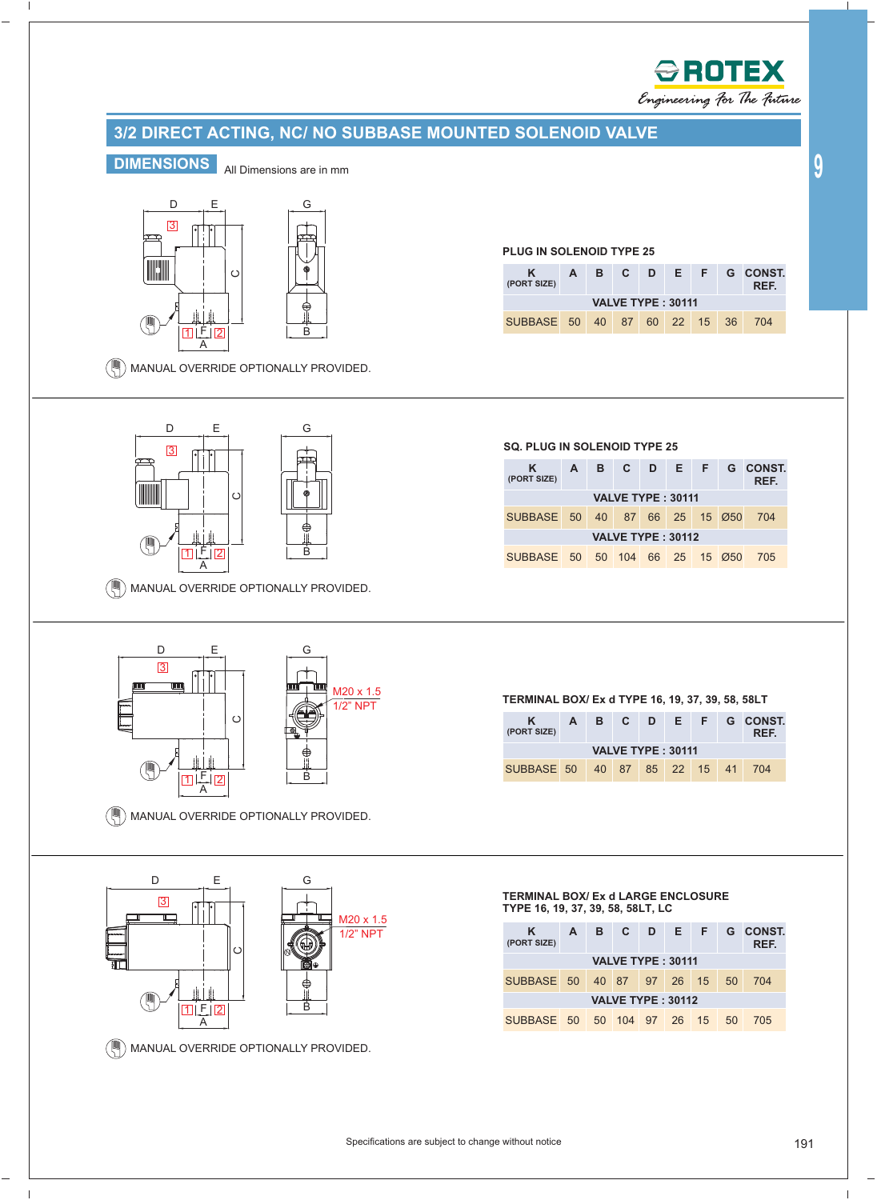# 3/2 DIRECT ACTING, NC/ NO SUBBASE MOUNTED SOLENOID VALVE

## DIMENSIONS

All Dimensions are in mm

D E G C A F B 3 1 2

MANUAL OVERRIDE OPTIONALLY PROVIDED.

### PLUG IN SOLENOID TYPE 25

| K (PORT SIZE) | A | B | C | D | E | F | G | CONST. REF. |
|---|---|---|---|---|---|---|---|---|
| VALVE TYPE : 30111 | | | | | | | | |
| SUBBASE | 50 | 40 | 87 | 60 | 22 | 15 | 36 | 704 |

D E G C A F B 3 1 2

MANUAL OVERRIDE OPTIONALLY PROVIDED.

### SQ. PLUG IN SOLENOID TYPE 25

| K (PORT SIZE) | A | B | C | D | E | F | G | CONST. REF. |
|---|---|---|---|---|---|---|---|---|
| VALVE TYPE : 30111 | | | | | | | | |
| SUBBASE | 50 | 40 | 87 | 66 | 25 | 15 | Ø50 | 704 |
| VALVE TYPE : 30112 | | | | | | | | |
| SUBBASE | 50 | 50 | 104 | 66 | 25 | 15 | Ø50 | 705 |

D E G C A F B 3 1 2

M20 x 1.5
1/2" NPT

MANUAL OVERRIDE OPTIONALLY PROVIDED.

### TERMINAL BOX/ Ex d TYPE 16, 19, 37, 39, 58, 58LT

| K (PORT SIZE) | A | B | C | D | E | F | G | CONST. REF. |
|---|---|---|---|---|---|---|---|---|
| VALVE TYPE : 30111 | | | | | | | | |
| SUBBASE | 50 | 40 | 87 | 85 | 22 | 15 | 41 | 704 |

D E G C A F B 3 1 2

M20 x 1.5
1/2" NPT

MANUAL OVERRIDE OPTIONALLY PROVIDED.

### TERMINAL BOX/ Ex d LARGE ENCLOSURE TYPE 16, 19, 37, 39, 58, 58LT, LC

| K (PORT SIZE) | A | B | C | D | E | F | G | CONST. REF. |
|---|---|---|---|---|---|---|---|---|
| VALVE TYPE : 30111 | | | | | | | | |
| SUBBASE | 50 | 40 | 87 | 97 | 26 | 15 | 50 | 704 |
| VALVE TYPE : 30112 | | | | | | | | |
| SUBBASE | 50 | 50 | 104 | 97 | 26 | 15 | 50 | 705 |

Specifications are subject to change without notice